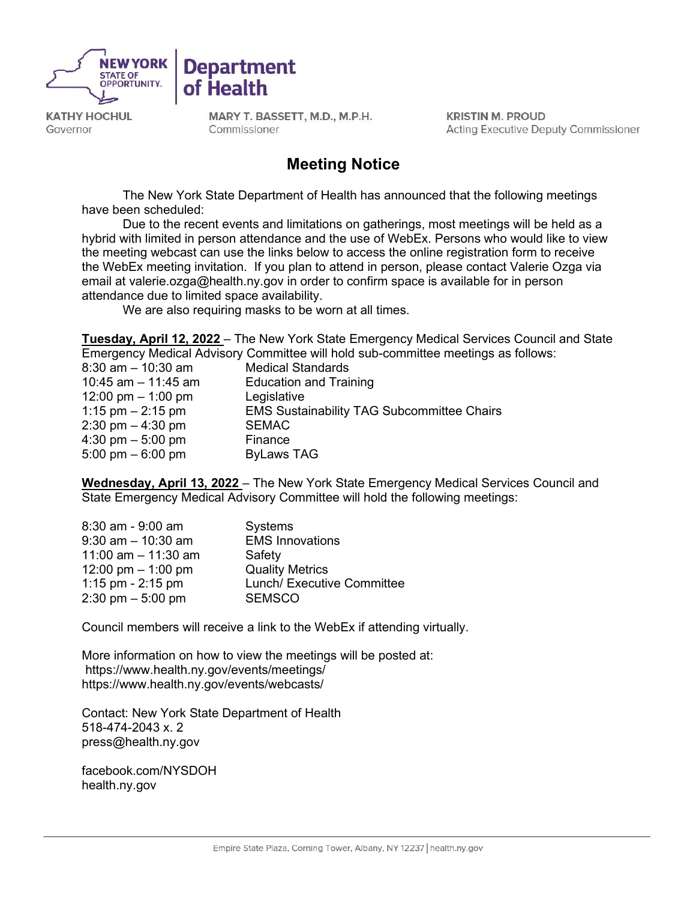NEW YORK STATE OF OPPORTUNITY. | Department of Health

**KATHY HOCHUL**
Governor

**MARY T. BASSETT, M.D., M.P.H.**
Commissioner

**KRISTIN M. PROUD**
Acting Executive Deputy Commissioner

# Meeting Notice

The New York State Department of Health has announced that the following meetings have been scheduled:

Due to the recent events and limitations on gatherings, most meetings will be held as a hybrid with limited in person attendance and the use of WebEx. Persons who would like to view the meeting webcast can use the links below to access the online registration form to receive the WebEx meeting invitation. If you plan to attend in person, please contact Valerie Ozga via email at valerie.ozga@health.ny.gov in order to confirm space is available for in person attendance due to limited space availability.

We are also requiring masks to be worn at all times.

**Tuesday, April 12, 2022** – The New York State Emergency Medical Services Council and State Emergency Medical Advisory Committee will hold sub-committee meetings as follows:

| | |
|---|---|
| 8:30 am – 10:30 am | Medical Standards |
| 10:45 am – 11:45 am | Education and Training |
| 12:00 pm – 1:00 pm | Legislative |
| 1:15 pm – 2:15 pm | EMS Sustainability TAG Subcommittee Chairs |
| 2:30 pm – 4:30 pm | SEMAC |
| 4:30 pm – 5:00 pm | Finance |
| 5:00 pm – 6:00 pm | ByLaws TAG |

**Wednesday, April 13, 2022** – The New York State Emergency Medical Services Council and State Emergency Medical Advisory Committee will hold the following meetings:

| | |
|---|---|
| 8:30 am - 9:00 am | Systems |
| 9:30 am – 10:30 am | EMS Innovations |
| 11:00 am – 11:30 am | Safety |
| 12:00 pm – 1:00 pm | Quality Metrics |
| 1:15 pm - 2:15 pm | Lunch/ Executive Committee |
| 2:30 pm – 5:00 pm | SEMSCO |

Council members will receive a link to the WebEx if attending virtually.

More information on how to view the meetings will be posted at:
https://www.health.ny.gov/events/meetings/
https://www.health.ny.gov/events/webcasts/

Contact: New York State Department of Health
518-474-2043 x. 2
press@health.ny.gov

facebook.com/NYSDOH
health.ny.gov

Empire State Plaza, Corning Tower, Albany, NY 12237 | health.ny.gov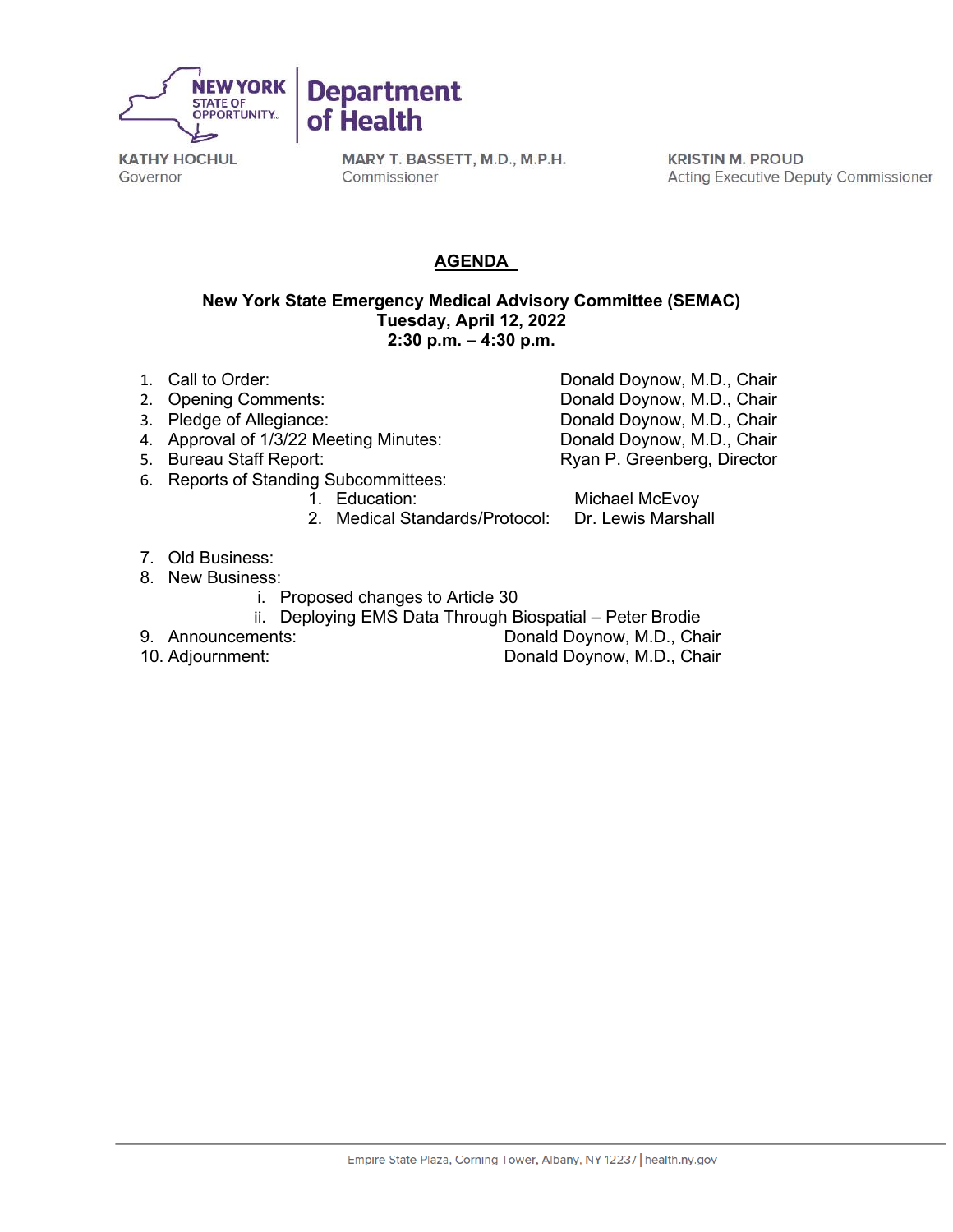NEW YORK STATE OF OPPORTUNITY. | Department of Health

KATHY HOCHUL
Governor

MARY T. BASSETT, M.D., M.P.H.
Commissioner

KRISTIN M. PROUD
Acting Executive Deputy Commissioner

## AGENDA

**New York State Emergency Medical Advisory Committee (SEMAC)**
**Tuesday, April 12, 2022**
**2:30 p.m. – 4:30 p.m.**

1. Call to Order: Donald Doynow, M.D., Chair
2. Opening Comments: Donald Doynow, M.D., Chair
3. Pledge of Allegiance: Donald Doynow, M.D., Chair
4. Approval of 1/3/22 Meeting Minutes: Donald Doynow, M.D., Chair
5. Bureau Staff Report: Ryan P. Greenberg, Director
6. Reports of Standing Subcommittees:
   1. Education: Michael McEvoy
   2. Medical Standards/Protocol: Dr. Lewis Marshall
7. Old Business:
8. New Business:
   - i. Proposed changes to Article 30
   - ii. Deploying EMS Data Through Biospatial – Peter Brodie
9. Announcements: Donald Doynow, M.D., Chair
10. Adjournment: Donald Doynow, M.D., Chair

Empire State Plaza, Corning Tower, Albany, NY 12237 | health.ny.gov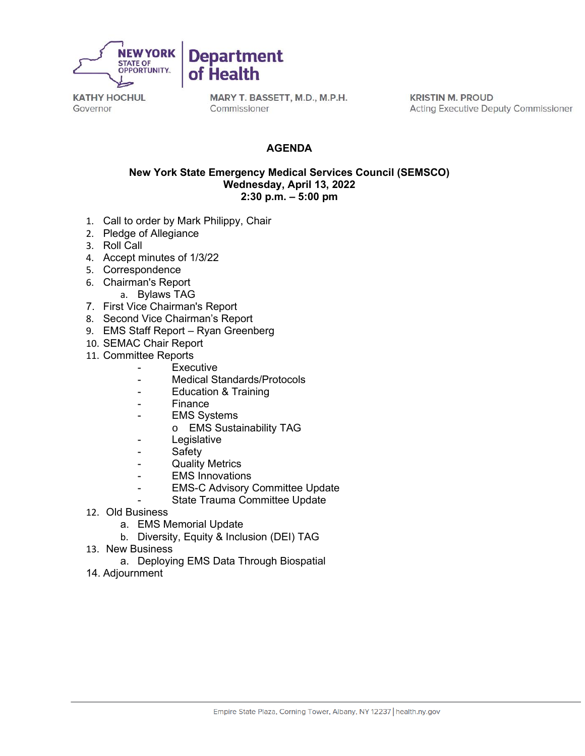**NEW YORK STATE OF OPPORTUNITY.** | **Department of Health**

**KATHY HOCHUL**
Governor

**MARY T. BASSETT, M.D., M.P.H.**
Commissioner

**KRISTIN M. PROUD**
Acting Executive Deputy Commissioner

# AGENDA

## New York State Emergency Medical Services Council (SEMSCO)
## Wednesday, April 13, 2022
## 2:30 p.m. – 5:00 pm

1. Call to order by Mark Philippy, Chair
2. Pledge of Allegiance
3. Roll Call
4. Accept minutes of 1/3/22
5. Correspondence
6. Chairman's Report
   a. Bylaws TAG
7. First Vice Chairman's Report
8. Second Vice Chairman's Report
9. EMS Staff Report – Ryan Greenberg
10. SEMAC Chair Report
11. Committee Reports
    - Executive
    - Medical Standards/Protocols
    - Education & Training
    - Finance
    - EMS Systems
      - o EMS Sustainability TAG
    - Legislative
    - Safety
    - Quality Metrics
    - EMS Innovations
    - EMS-C Advisory Committee Update
    - State Trauma Committee Update
12. Old Business
    a. EMS Memorial Update
    b. Diversity, Equity & Inclusion (DEI) TAG
13. New Business
    a. Deploying EMS Data Through Biospatial
14. Adjournment

Empire State Plaza, Corning Tower, Albany, NY 12237 | health.ny.gov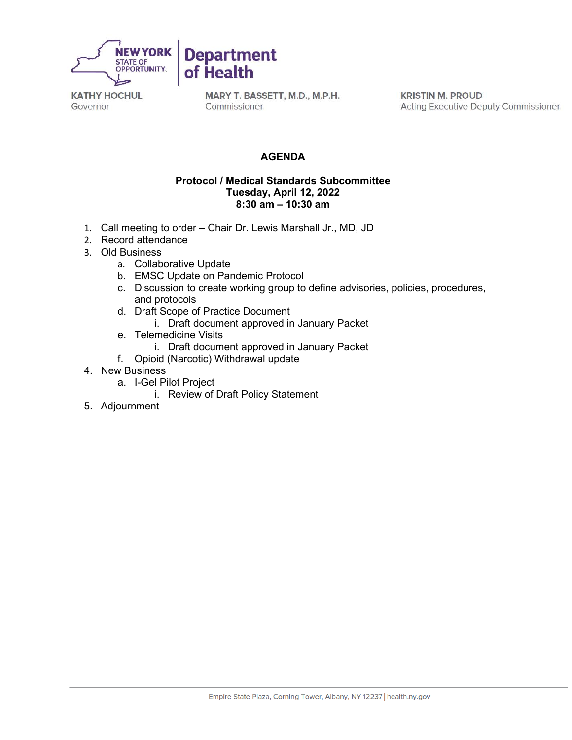**NEW YORK STATE OF OPPORTUNITY. | Department of Health**

**KATHY HOCHUL**
Governor

**MARY T. BASSETT, M.D., M.P.H.**
Commissioner

**KRISTIN M. PROUD**
Acting Executive Deputy Commissioner

# AGENDA

## Protocol / Medical Standards Subcommittee
## Tuesday, April 12, 2022
## 8:30 am – 10:30 am

1. Call meeting to order – Chair Dr. Lewis Marshall Jr., MD, JD
2. Record attendance
3. Old Business
   a. Collaborative Update
   b. EMSC Update on Pandemic Protocol
   c. Discussion to create working group to define advisories, policies, procedures, and protocols
   d. Draft Scope of Practice Document
      i. Draft document approved in January Packet
   e. Telemedicine Visits
      i. Draft document approved in January Packet
   f. Opioid (Narcotic) Withdrawal update
4. New Business
   a. I-Gel Pilot Project
      i. Review of Draft Policy Statement
5. Adjournment

Empire State Plaza, Corning Tower, Albany, NY 12237 | health.ny.gov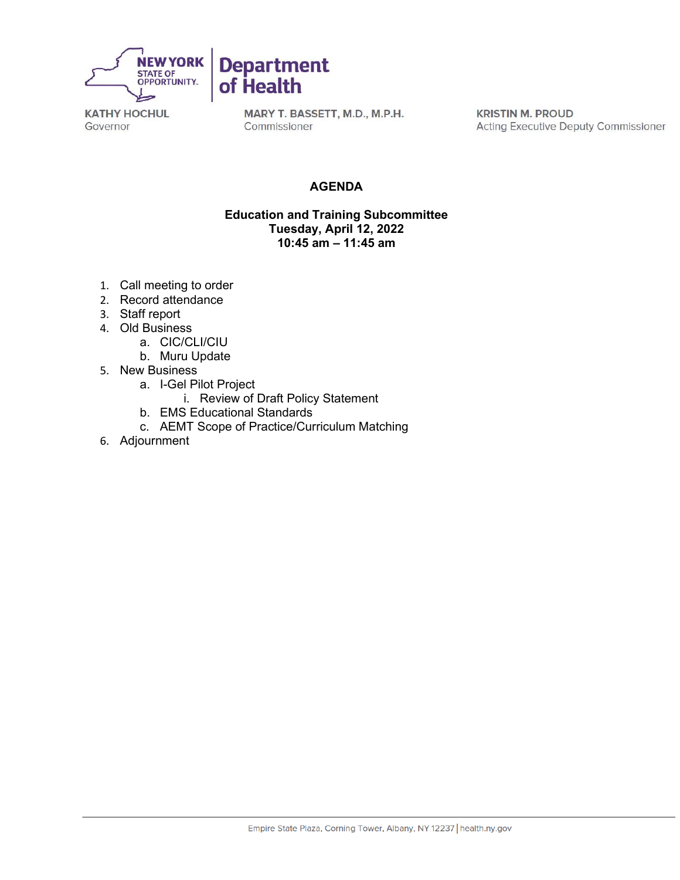NEW YORK STATE OF OPPORTUNITY. | Department of Health

KATHY HOCHUL
Governor

MARY T. BASSETT, M.D., M.P.H.
Commissioner

KRISTIN M. PROUD
Acting Executive Deputy Commissioner

# AGENDA

## Education and Training Subcommittee
## Tuesday, April 12, 2022
## 10:45 am – 11:45 am

1. Call meeting to order
2. Record attendance
3. Staff report
4. Old Business
    a. CIC/CLI/CIU
    b. Muru Update
5. New Business
    a. I-Gel Pilot Project
        i. Review of Draft Policy Statement
    b. EMS Educational Standards
    c. AEMT Scope of Practice/Curriculum Matching
6. Adjournment

Empire State Plaza, Corning Tower, Albany, NY 12237 | health.ny.gov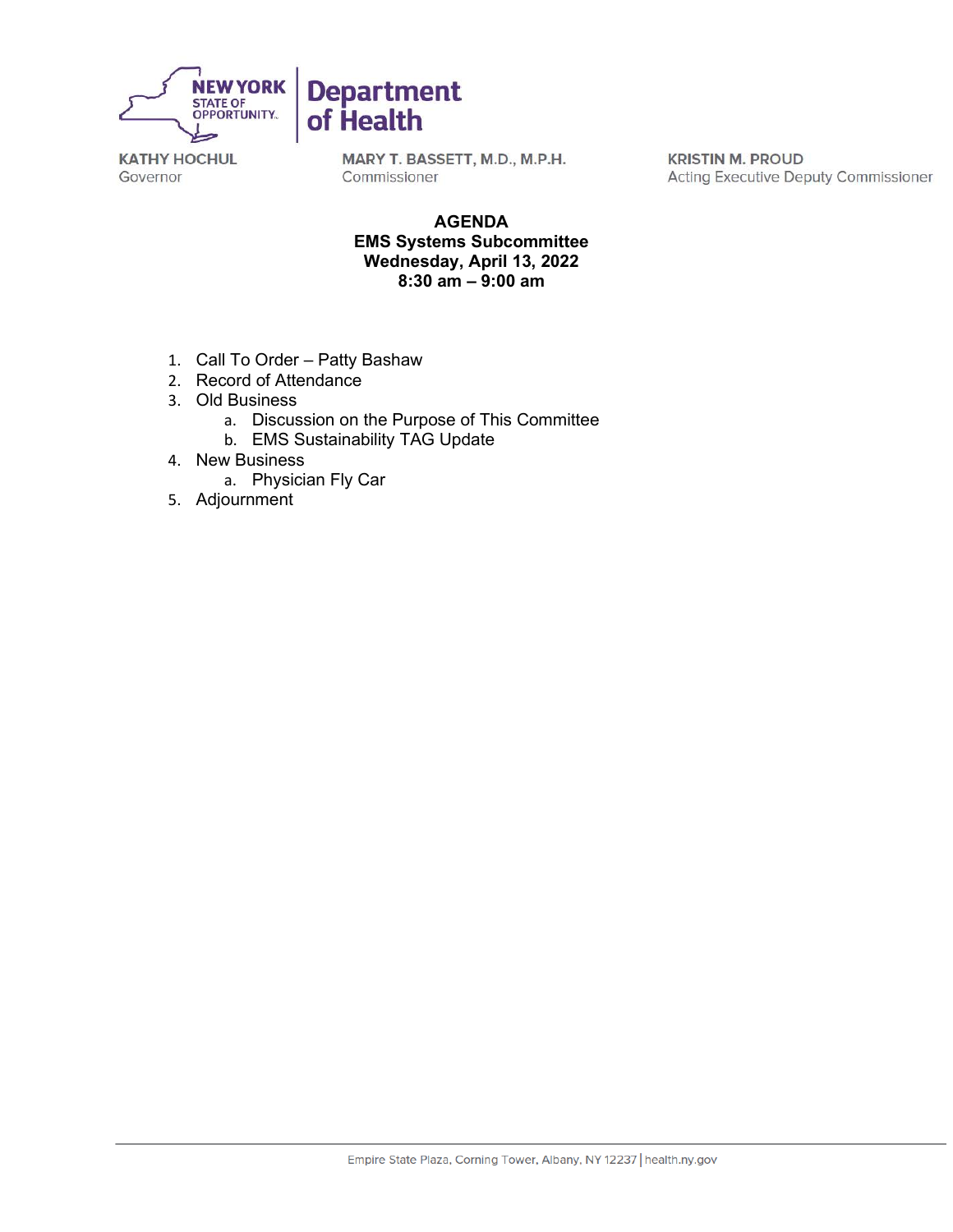NEW YORK STATE OF OPPORTUNITY. | Department of Health

KATHY HOCHUL
Governor

MARY T. BASSETT, M.D., M.P.H.
Commissioner

KRISTIN M. PROUD
Acting Executive Deputy Commissioner

**AGENDA**
**EMS Systems Subcommittee**
**Wednesday, April 13, 2022**
**8:30 am – 9:00 am**

1. Call To Order – Patty Bashaw
2. Record of Attendance
3. Old Business
    a. Discussion on the Purpose of This Committee
    b. EMS Sustainability TAG Update
4. New Business
    a. Physician Fly Car
5. Adjournment

Empire State Plaza, Corning Tower, Albany, NY 12237 | health.ny.gov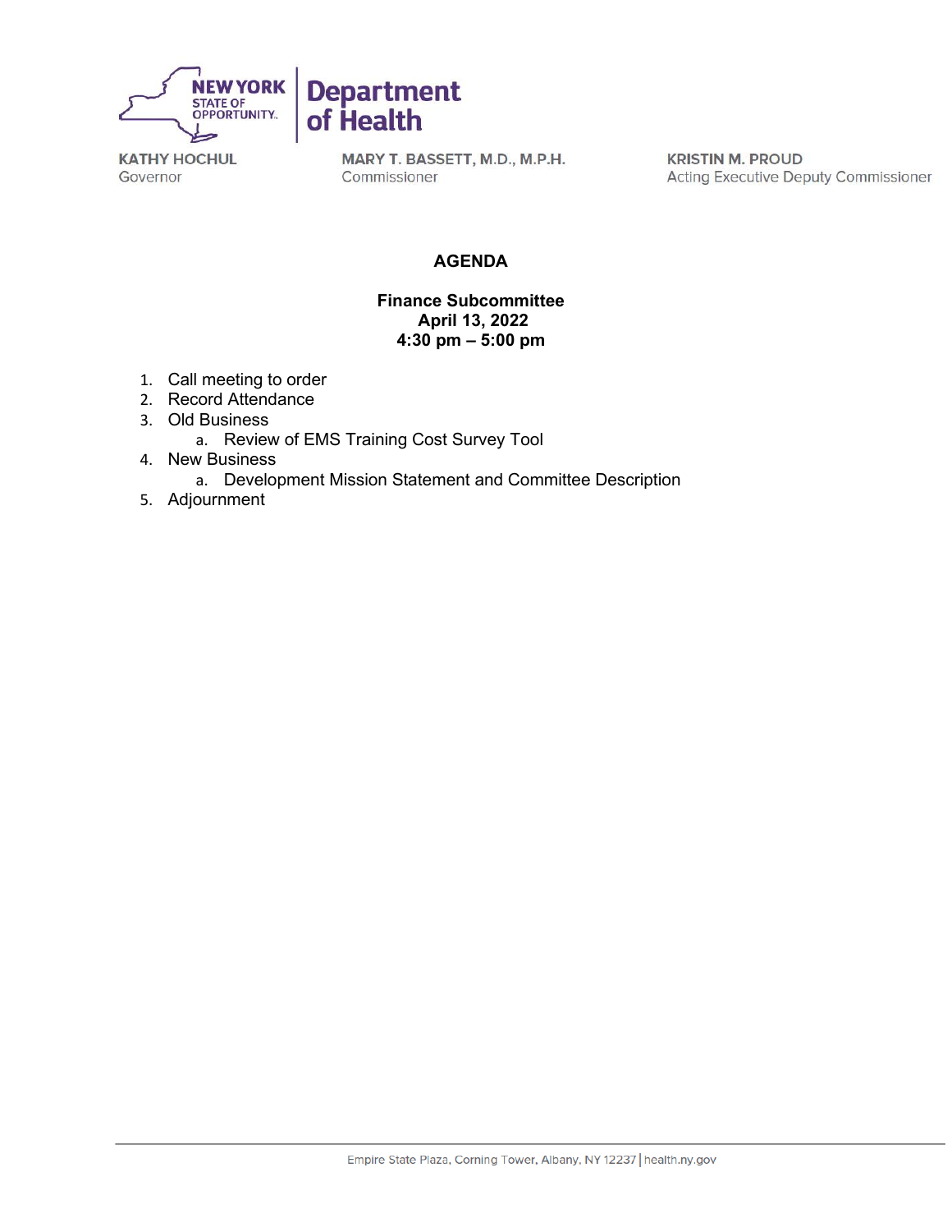NEW YORK STATE OF OPPORTUNITY | Department of Health

KATHY HOCHUL
Governor

MARY T. BASSETT, M.D., M.P.H.
Commissioner

KRISTIN M. PROUD
Acting Executive Deputy Commissioner

# AGENDA

**Finance Subcommittee**
**April 13, 2022**
**4:30 pm – 5:00 pm**

1. Call meeting to order
2. Record Attendance
3. Old Business
    a. Review of EMS Training Cost Survey Tool
4. New Business
    a. Development Mission Statement and Committee Description
5. Adjournment

Empire State Plaza, Corning Tower, Albany, NY 12237 | health.ny.gov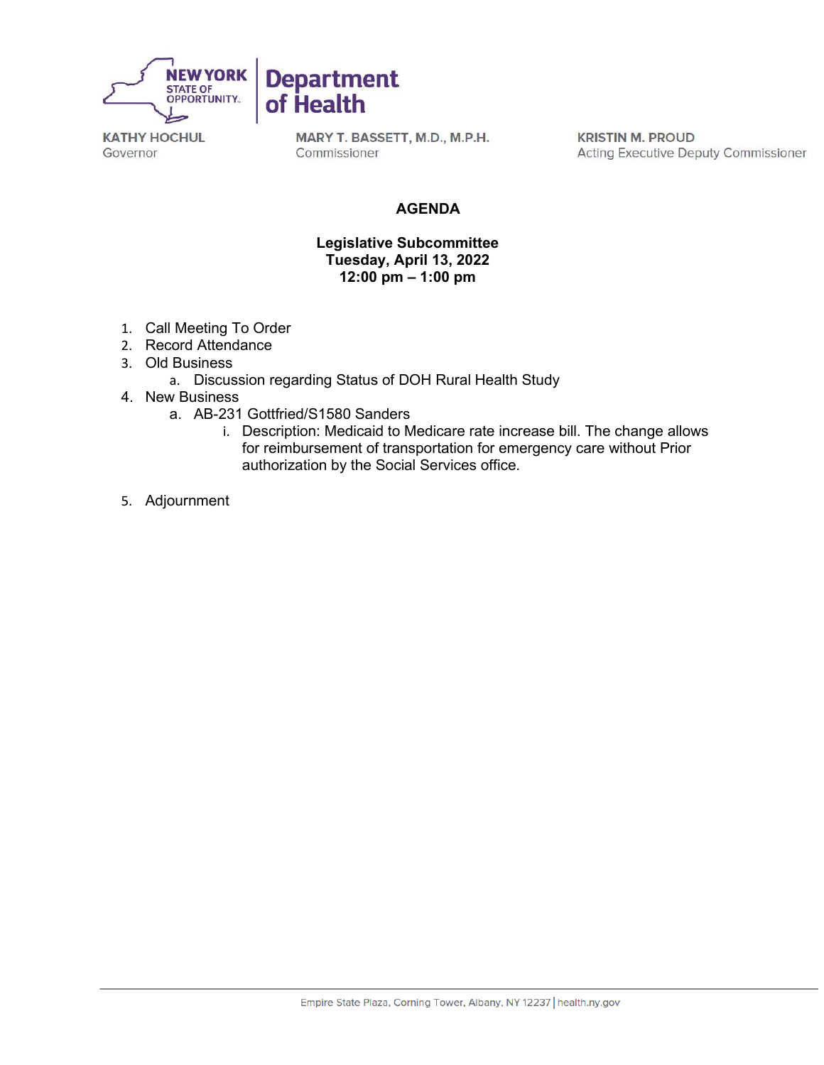NEW YORK STATE OF OPPORTUNITY. | Department of Health

**KATHY HOCHUL**
Governor

**MARY T. BASSETT, M.D., M.P.H.**
Commissioner

**KRISTIN M. PROUD**
Acting Executive Deputy Commissioner

# AGENDA

**Legislative Subcommittee**
**Tuesday, April 13, 2022**
**12:00 pm – 1:00 pm**

1. Call Meeting To Order
2. Record Attendance
3. Old Business
   a. Discussion regarding Status of DOH Rural Health Study
4. New Business
   a. AB-231 Gottfried/S1580 Sanders
      i. Description: Medicaid to Medicare rate increase bill. The change allows for reimbursement of transportation for emergency care without Prior authorization by the Social Services office.
5. Adjournment

Empire State Plaza, Corning Tower, Albany, NY 12237 | health.ny.gov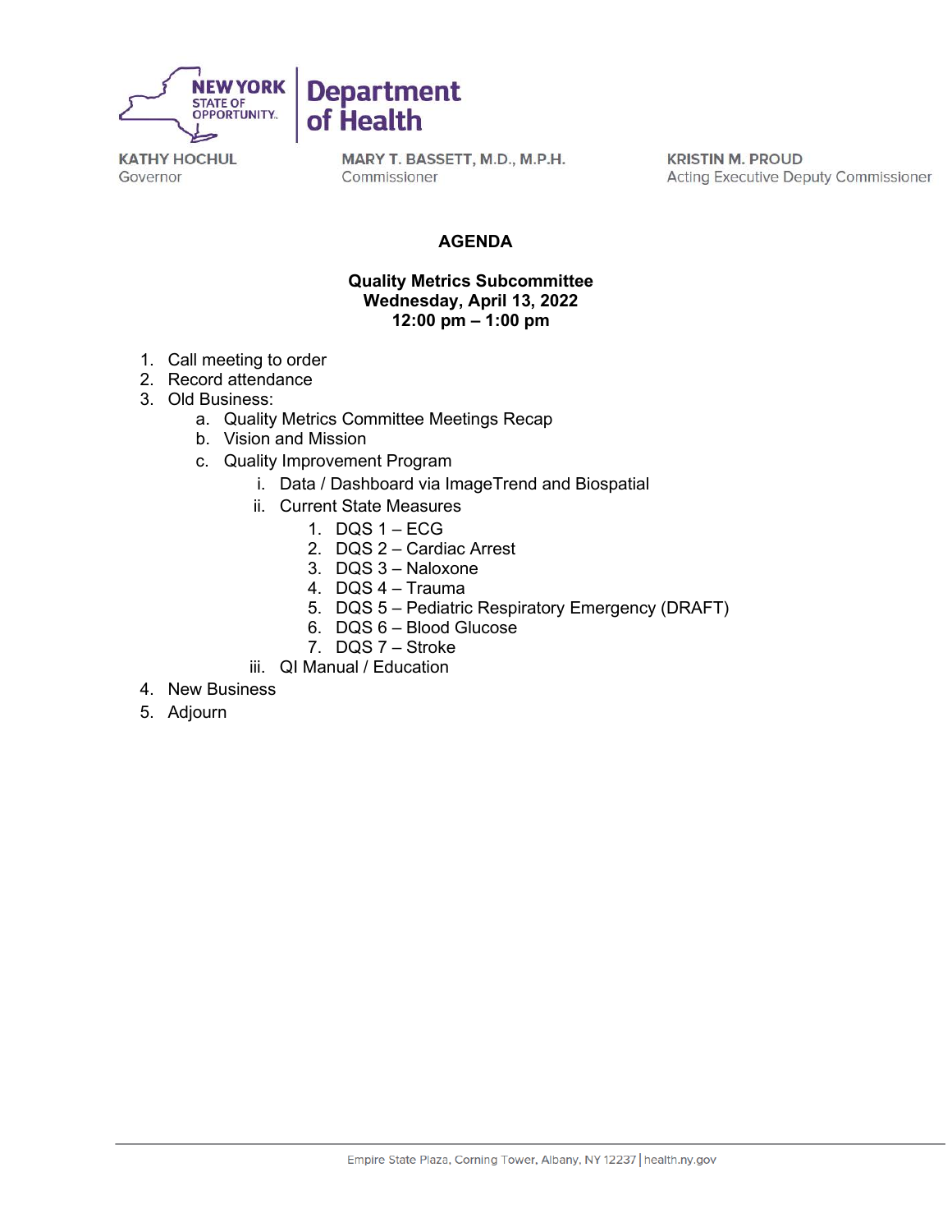NEW YORK STATE OF OPPORTUNITY. | Department of Health

KATHY HOCHUL
Governor

MARY T. BASSETT, M.D., M.P.H.
Commissioner

KRISTIN M. PROUD
Acting Executive Deputy Commissioner

**AGENDA**

**Quality Metrics Subcommittee**
**Wednesday, April 13, 2022**
**12:00 pm – 1:00 pm**

1. Call meeting to order
2. Record attendance
3. Old Business:
   a. Quality Metrics Committee Meetings Recap
   b. Vision and Mission
   c. Quality Improvement Program
      i. Data / Dashboard via ImageTrend and Biospatial
      ii. Current State Measures
         1. DQS 1 – ECG
         2. DQS 2 – Cardiac Arrest
         3. DQS 3 – Naloxone
         4. DQS 4 – Trauma
         5. DQS 5 – Pediatric Respiratory Emergency (DRAFT)
         6. DQS 6 – Blood Glucose
         7. DQS 7 – Stroke
      iii. QI Manual / Education
4. New Business
5. Adjourn

Empire State Plaza, Corning Tower, Albany, NY 12237 | health.ny.gov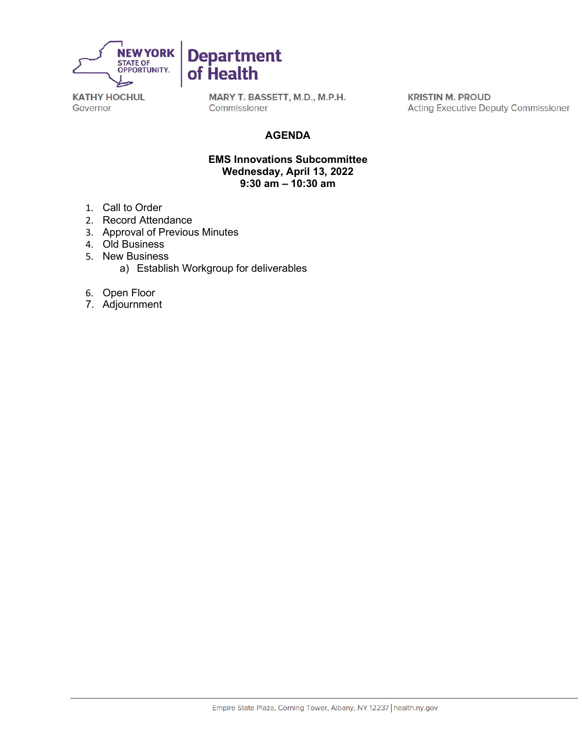NEW YORK STATE OF OPPORTUNITY | Department of Health

KATHY HOCHUL
Governor

MARY T. BASSETT, M.D., M.P.H.
Commissioner

KRISTIN M. PROUD
Acting Executive Deputy Commissioner

# AGENDA

## EMS Innovations Subcommittee
**Wednesday, April 13, 2022**
**9:30 am – 10:30 am**

1. Call to Order
2. Record Attendance
3. Approval of Previous Minutes
4. Old Business
5. New Business
   a) Establish Workgroup for deliverables
6. Open Floor
7. Adjournment

Empire State Plaza, Corning Tower, Albany, NY 12237 | health.ny.gov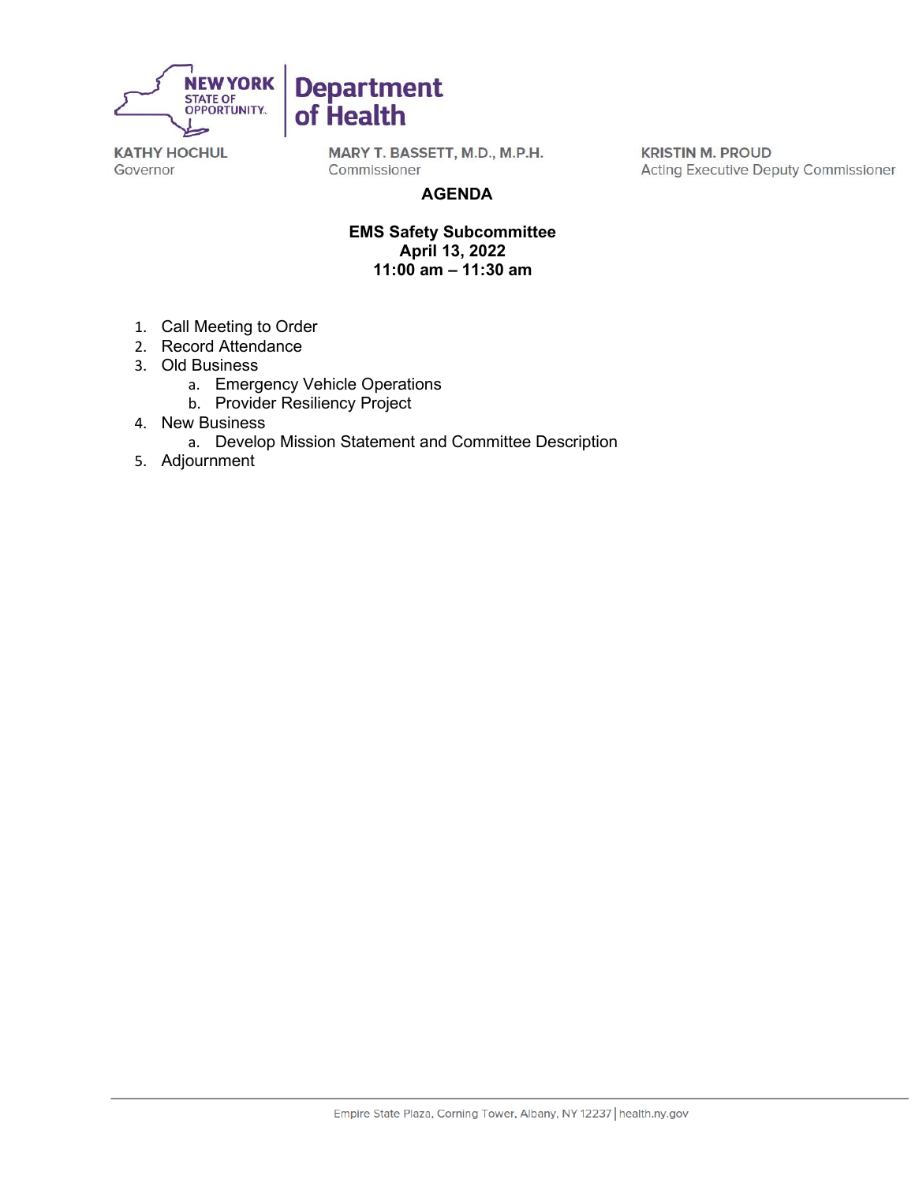KATHY HOCHUL
Governor

MARY T. BASSETT, M.D., M.P.H.
Commissioner

KRISTIN M. PROUD
Acting Executive Deputy Commissioner

# AGENDA

## EMS Safety Subcommittee
**April 13, 2022**
**11:00 am – 11:30 am**

1. Call Meeting to Order
2. Record Attendance
3. Old Business
    a. Emergency Vehicle Operations
    b. Provider Resiliency Project
4. New Business
    a. Develop Mission Statement and Committee Description
5. Adjournment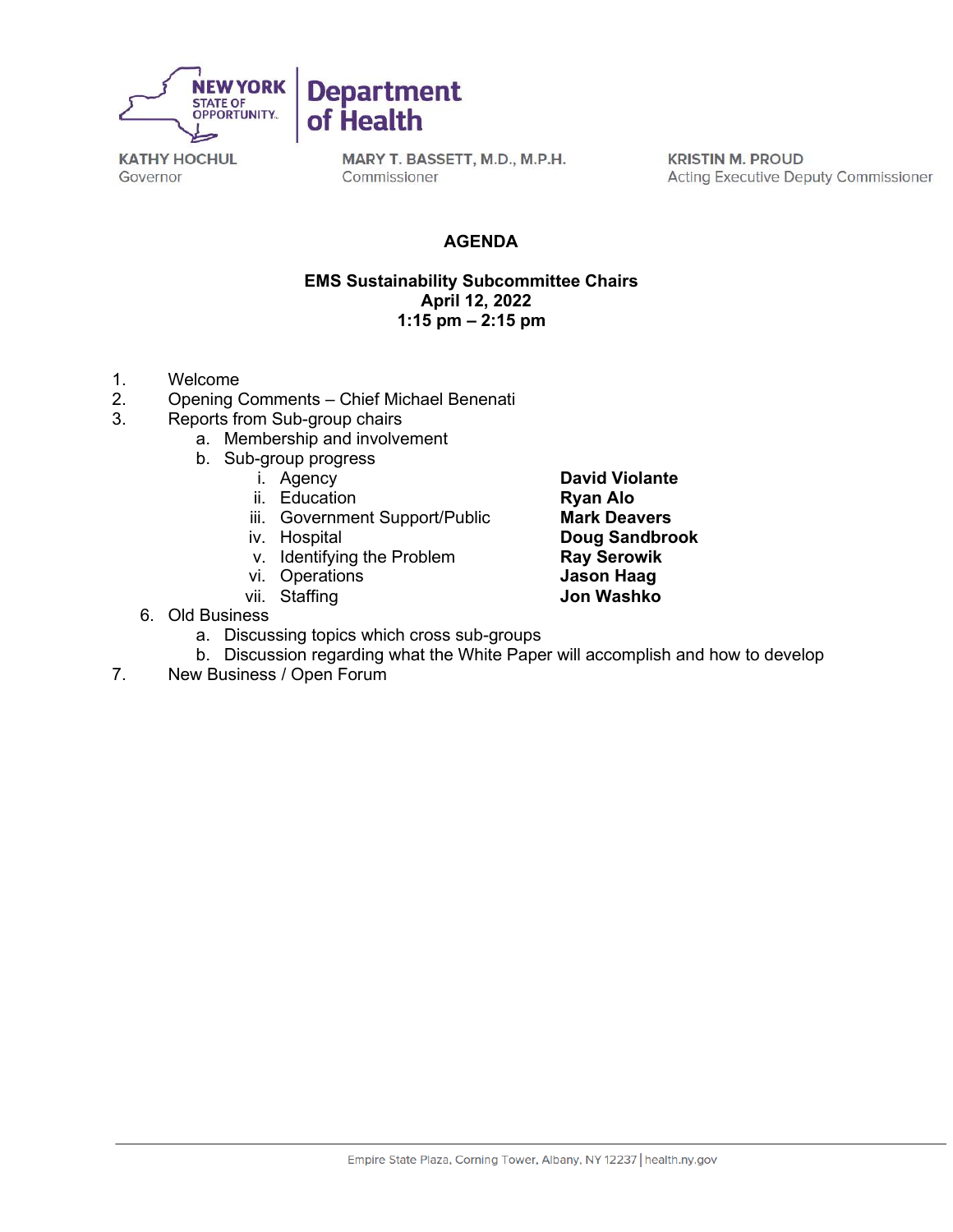NEW YORK STATE OF OPPORTUNITY. | Department of Health

KATHY HOCHUL
Governor

MARY T. BASSETT, M.D., M.P.H.
Commissioner

KRISTIN M. PROUD
Acting Executive Deputy Commissioner

# AGENDA

**EMS Sustainability Subcommittee Chairs**
**April 12, 2022**
**1:15 pm – 2:15 pm**

1. Welcome
2. Opening Comments – Chief Michael Benenati
3. Reports from Sub-group chairs
    a. Membership and involvement
    b. Sub-group progress
        i. Agency **David Violante**
        ii. Education **Ryan Alo**
        iii. Government Support/Public **Mark Deavers**
        iv. Hospital **Doug Sandbrook**
        v. Identifying the Problem **Ray Serowik**
        vi. Operations **Jason Haag**
        vii. Staffing **Jon Washko**

6. Old Business
    a. Discussing topics which cross sub-groups
    b. Discussion regarding what the White Paper will accomplish and how to develop
7. New Business / Open Forum

Empire State Plaza, Corning Tower, Albany, NY 12237 | health.ny.gov